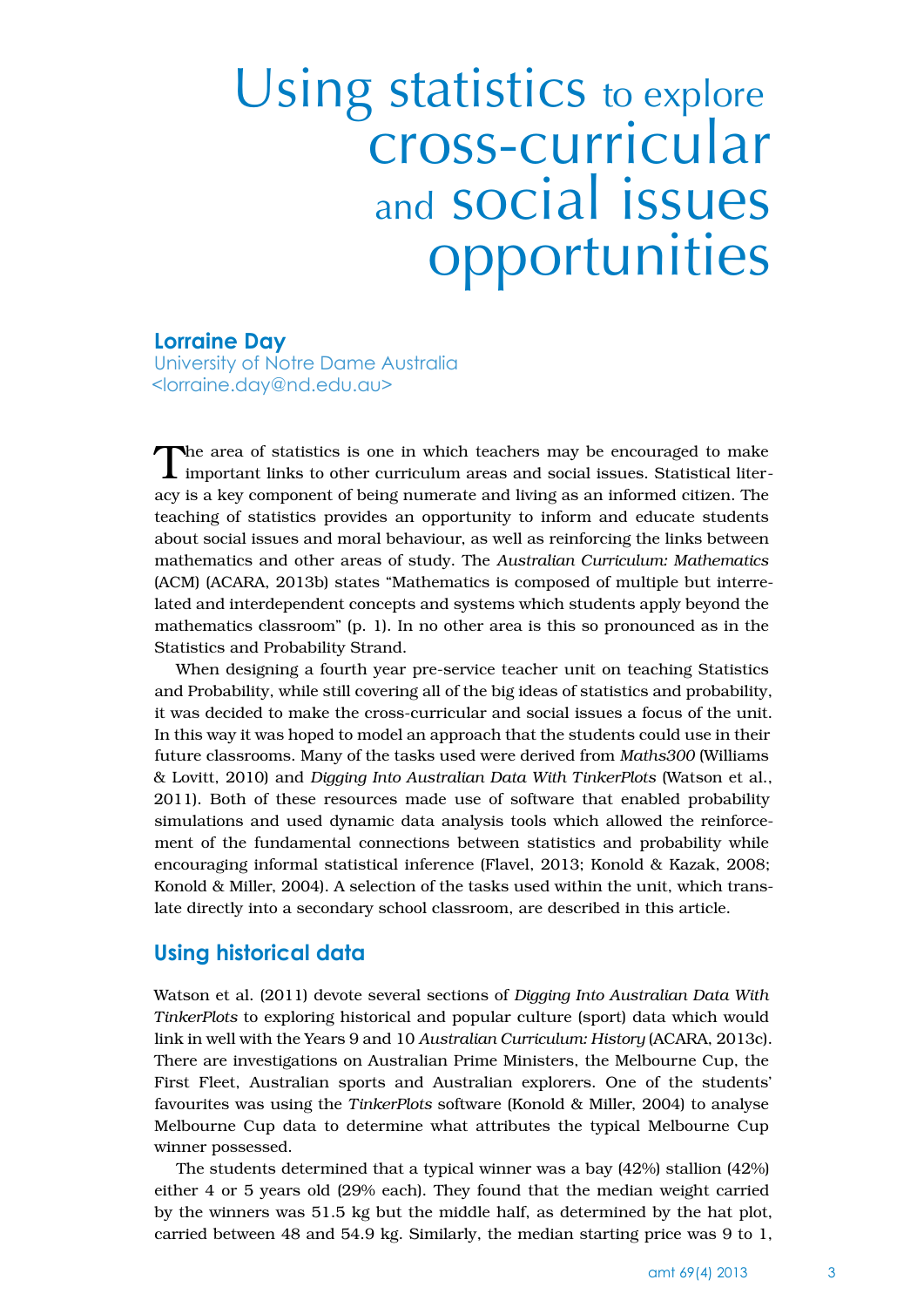# Using statistics to explore cross-curricular and social issues opportunities

**Lorraine Day**
University of Notre Dame Australia
<lorraine.day@nd.edu.au>

The area of statistics is one in which teachers may be encouraged to make important links to other curriculum areas and social issues. Statistical literacy is a key component of being numerate and living as an informed citizen. The teaching of statistics provides an opportunity to inform and educate students about social issues and moral behaviour, as well as reinforcing the links between mathematics and other areas of study. The *Australian Curriculum: Mathematics* (ACM) (ACARA, 2013b) states "Mathematics is composed of multiple but interrelated and interdependent concepts and systems which students apply beyond the mathematics classroom" (p. 1). In no other area is this so pronounced as in the Statistics and Probability Strand.

When designing a fourth year pre-service teacher unit on teaching Statistics and Probability, while still covering all of the big ideas of statistics and probability, it was decided to make the cross-curricular and social issues a focus of the unit. In this way it was hoped to model an approach that the students could use in their future classrooms. Many of the tasks used were derived from *Maths300* (Williams & Lovitt, 2010) and *Digging Into Australian Data With TinkerPlots* (Watson et al., 2011). Both of these resources made use of software that enabled probability simulations and used dynamic data analysis tools which allowed the reinforcement of the fundamental connections between statistics and probability while encouraging informal statistical inference (Flavel, 2013; Konold & Kazak, 2008; Konold & Miller, 2004). A selection of the tasks used within the unit, which translate directly into a secondary school classroom, are described in this article.

## Using historical data

Watson et al. (2011) devote several sections of *Digging Into Australian Data With TinkerPlots* to exploring historical and popular culture (sport) data which would link in well with the Years 9 and 10 *Australian Curriculum: History* (ACARA, 2013c). There are investigations on Australian Prime Ministers, the Melbourne Cup, the First Fleet, Australian sports and Australian explorers. One of the students' favourites was using the *TinkerPlots* software (Konold & Miller, 2004) to analyse Melbourne Cup data to determine what attributes the typical Melbourne Cup winner possessed.

The students determined that a typical winner was a bay (42%) stallion (42%) either 4 or 5 years old (29% each). They found that the median weight carried by the winners was 51.5 kg but the middle half, as determined by the hat plot, carried between 48 and 54.9 kg. Similarly, the median starting price was 9 to 1,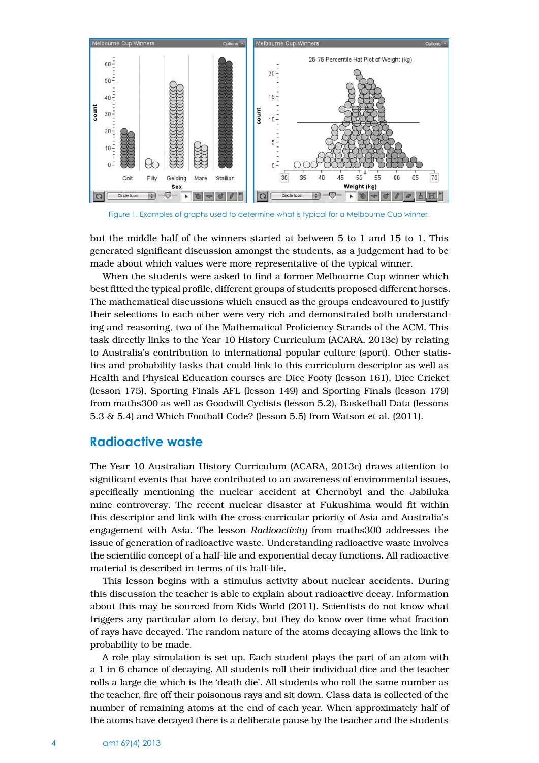Figure 1. Examples of graphs used to determine what is typical for a Melbourne Cup winner.

but the middle half of the winners started at between 5 to 1 and 15 to 1. This generated significant discussion amongst the students, as a judgement had to be made about which values were more representative of the typical winner.

When the students were asked to find a former Melbourne Cup winner which best fitted the typical profile, different groups of students proposed different horses. The mathematical discussions which ensued as the groups endeavoured to justify their selections to each other were very rich and demonstrated both understanding and reasoning, two of the Mathematical Proficiency Strands of the ACM. This task directly links to the Year 10 History Curriculum (ACARA, 2013c) by relating to Australia's contribution to international popular culture (sport). Other statistics and probability tasks that could link to this curriculum descriptor as well as Health and Physical Education courses are Dice Footy (lesson 161), Dice Cricket (lesson 175), Sporting Finals AFL (lesson 149) and Sporting Finals (lesson 179) from maths300 as well as Goodwill Cyclists (lesson 5.2), Basketball Data (lessons 5.3 & 5.4) and Which Football Code? (lesson 5.5) from Watson et al. (2011).

## Radioactive waste

The Year 10 Australian History Curriculum (ACARA, 2013c) draws attention to significant events that have contributed to an awareness of environmental issues, specifically mentioning the nuclear accident at Chernobyl and the Jabiluka mine controversy. The recent nuclear disaster at Fukushima would fit within this descriptor and link with the cross-curricular priority of Asia and Australia's engagement with Asia. The lesson *Radioactivity* from maths300 addresses the issue of generation of radioactive waste. Understanding radioactive waste involves the scientific concept of a half-life and exponential decay functions. All radioactive material is described in terms of its half-life.

This lesson begins with a stimulus activity about nuclear accidents. During this discussion the teacher is able to explain about radioactive decay. Information about this may be sourced from Kids World (2011). Scientists do not know what triggers any particular atom to decay, but they do know over time what fraction of rays have decayed. The random nature of the atoms decaying allows the link to probability to be made.

A role play simulation is set up. Each student plays the part of an atom with a 1 in 6 chance of decaying. All students roll their individual dice and the teacher rolls a large die which is the 'death die'. All students who roll the same number as the teacher, fire off their poisonous rays and sit down. Class data is collected of the number of remaining atoms at the end of each year. When approximately half of the atoms have decayed there is a deliberate pause by the teacher and the students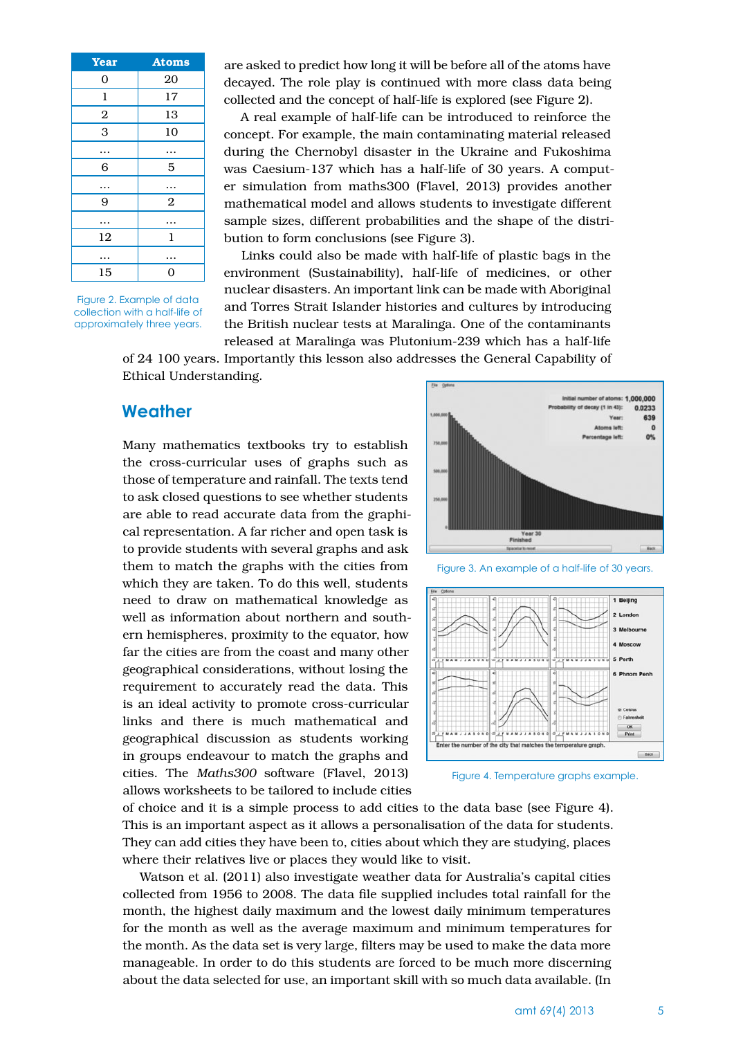| Year | Atoms |
|---|---|
| 0 | 20 |
| 1 | 17 |
| 2 | 13 |
| 3 | 10 |
| … | … |
| 6 | 5 |
| … | … |
| 9 | 2 |
| … | … |
| 12 | 1 |
| … | … |
| 15 | 0 |

Figure 2. Example of data collection with a half-life of approximately three years.

are asked to predict how long it will be before all of the atoms have decayed. The role play is continued with more class data being collected and the concept of half-life is explored (see Figure 2).

A real example of half-life can be introduced to reinforce the concept. For example, the main contaminating material released during the Chernobyl disaster in the Ukraine and Fukoshima was Caesium-137 which has a half-life of 30 years. A computer simulation from maths300 (Flavel, 2013) provides another mathematical model and allows students to investigate different sample sizes, different probabilities and the shape of the distribution to form conclusions (see Figure 3).

Links could also be made with half-life of plastic bags in the environment (Sustainability), half-life of medicines, or other nuclear disasters. An important link can be made with Aboriginal and Torres Strait Islander histories and cultures by introducing the British nuclear tests at Maralinga. One of the contaminants released at Maralinga was Plutonium-239 which has a half-life of 24 100 years. Importantly this lesson also addresses the General Capability of Ethical Understanding.

Figure 3. An example of a half-life of 30 years.

## Weather

Many mathematics textbooks try to establish the cross-curricular uses of graphs such as those of temperature and rainfall. The texts tend to ask closed questions to see whether students are able to read accurate data from the graphical representation. A far richer and open task is to provide students with several graphs and ask them to match the graphs with the cities from which they are taken. To do this well, students need to draw on mathematical knowledge as well as information about northern and southern hemispheres, proximity to the equator, how far the cities are from the coast and many other geographical considerations, without losing the requirement to accurately read the data. This is an ideal activity to promote cross-curricular links and there is much mathematical and geographical discussion as students working in groups endeavour to match the graphs and cities. The *Maths300* software (Flavel, 2013) allows worksheets to be tailored to include cities of choice and it is a simple process to add cities to the data base (see Figure 4). This is an important aspect as it allows a personalisation of the data for students. They can add cities they have been to, cities about which they are studying, places where their relatives live or places they would like to visit.

Figure 4. Temperature graphs example.

Watson et al. (2011) also investigate weather data for Australia's capital cities collected from 1956 to 2008. The data file supplied includes total rainfall for the month, the highest daily maximum and the lowest daily minimum temperatures for the month as well as the average maximum and minimum temperatures for the month. As the data set is very large, filters may be used to make the data more manageable. In order to do this students are forced to be much more discerning about the data selected for use, an important skill with so much data available. (In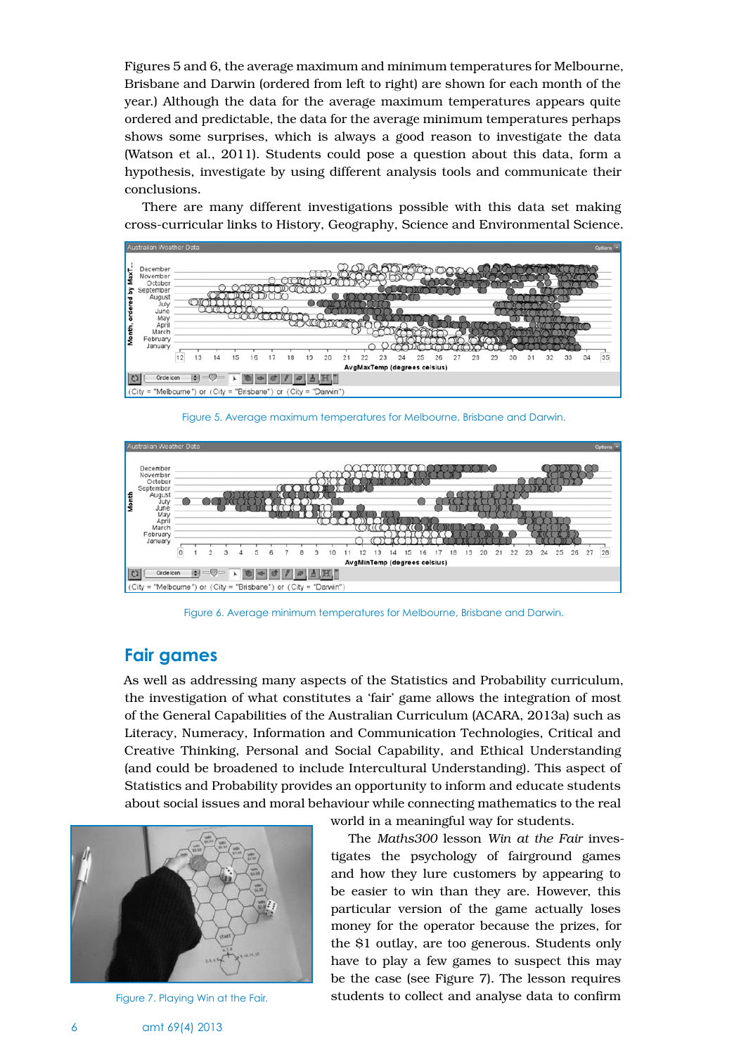Figures 5 and 6, the average maximum and minimum temperatures for Melbourne, Brisbane and Darwin (ordered from left to right) are shown for each month of the year.) Although the data for the average maximum temperatures appears quite ordered and predictable, the data for the average minimum temperatures perhaps shows some surprises, which is always a good reason to investigate the data (Watson et al., 2011). Students could pose a question about this data, form a hypothesis, investigate by using different analysis tools and communicate their conclusions.

There are many different investigations possible with this data set making cross-curricular links to History, Geography, Science and Environmental Science.

Figure 5. Average maximum temperatures for Melbourne, Brisbane and Darwin.

Figure 6. Average minimum temperatures for Melbourne, Brisbane and Darwin.

## Fair games

As well as addressing many aspects of the Statistics and Probability curriculum, the investigation of what constitutes a 'fair' game allows the integration of most of the General Capabilities of the Australian Curriculum (ACARA, 2013a) such as Literacy, Numeracy, Information and Communication Technologies, Critical and Creative Thinking, Personal and Social Capability, and Ethical Understanding (and could be broadened to include Intercultural Understanding). This aspect of Statistics and Probability provides an opportunity to inform and educate students about social issues and moral behaviour while connecting mathematics to the real world in a meaningful way for students.

The *Maths300* lesson *Win at the Fair* investigates the psychology of fairground games and how they lure customers by appearing to be easier to win than they are. However, this particular version of the game actually loses money for the operator because the prizes, for the $1 outlay, are too generous. Students only have to play a few games to suspect this may be the case (see Figure 7). The lesson requires students to collect and analyse data to confirm

Figure 7. Playing Win at the Fair.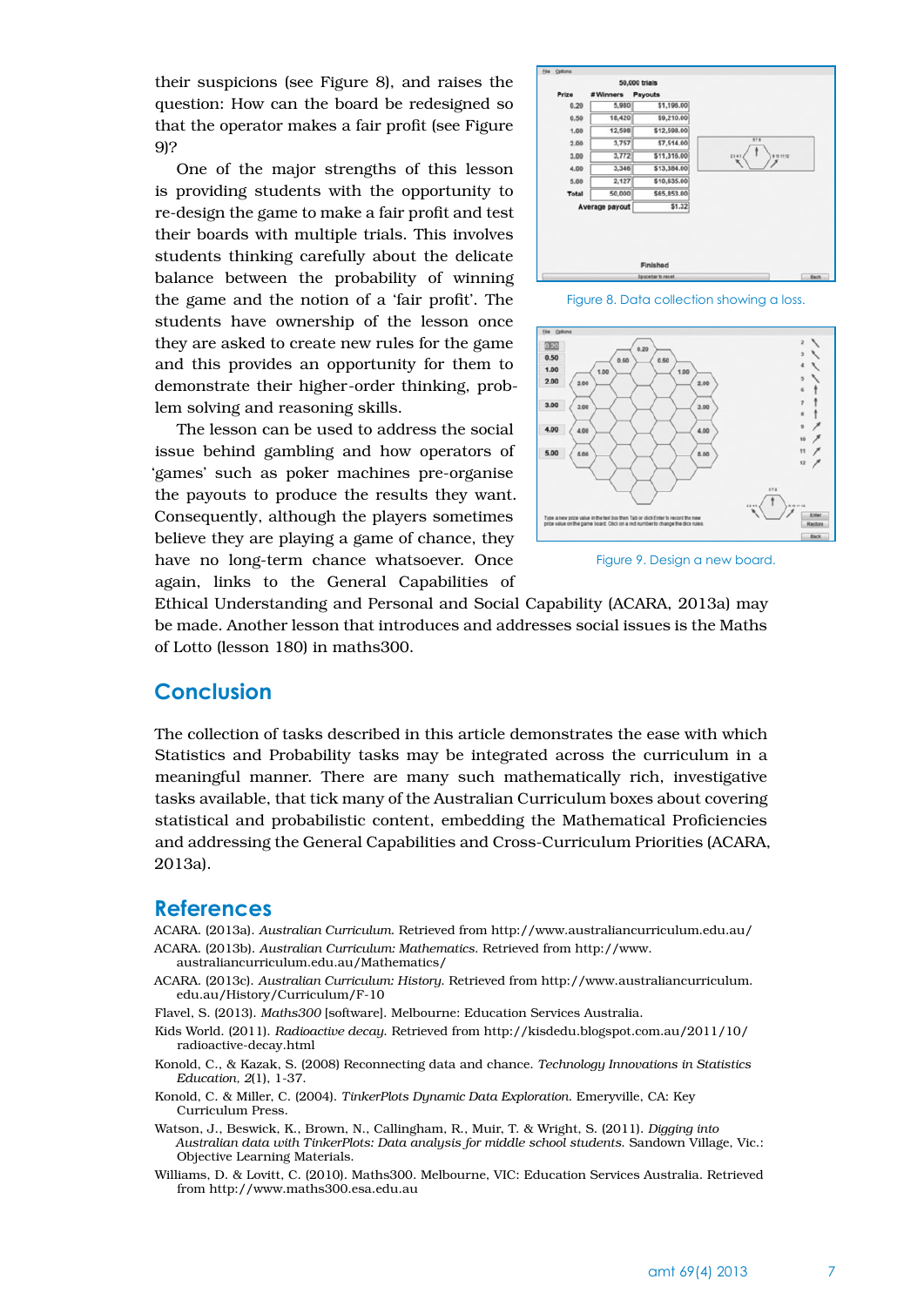their suspicions (see Figure 8), and raises the question: How can the board be redesigned so that the operator makes a fair profit (see Figure 9)?

One of the major strengths of this lesson is providing students with the opportunity to re-design the game to make a fair profit and test their boards with multiple trials. This involves students thinking carefully about the delicate balance between the probability of winning the game and the notion of a 'fair profit'. The students have ownership of the lesson once they are asked to create new rules for the game and this provides an opportunity for them to demonstrate their higher-order thinking, problem solving and reasoning skills.

The lesson can be used to address the social issue behind gambling and how operators of 'games' such as poker machines pre-organise the payouts to produce the results they want. Consequently, although the players sometimes believe they are playing a game of chance, they have no long-term chance whatsoever. Once again, links to the General Capabilities of Ethical Understanding and Personal and Social Capability (ACARA, 2013a) may be made. Another lesson that introduces and addresses social issues is the Maths of Lotto (lesson 180) in maths300.

Figure 8. Data collection showing a loss.

Figure 9. Design a new board.

## Conclusion

The collection of tasks described in this article demonstrates the ease with which Statistics and Probability tasks may be integrated across the curriculum in a meaningful manner. There are many such mathematically rich, investigative tasks available, that tick many of the Australian Curriculum boxes about covering statistical and probabilistic content, embedding the Mathematical Proficiencies and addressing the General Capabilities and Cross-Curriculum Priorities (ACARA, 2013a).

## References

ACARA. (2013a). *Australian Curriculum*. Retrieved from http://www.australiancurriculum.edu.au/

ACARA. (2013b). *Australian Curriculum: Mathematics*. Retrieved from http://www.australiancurriculum.edu.au/Mathematics/

ACARA. (2013c). *Australian Curriculum: History*. Retrieved from http://www.australiancurriculum.edu.au/History/Curriculum/F-10

Flavel, S. (2013). *Maths300* [software]. Melbourne: Education Services Australia.

Kids World. (2011). *Radioactive decay*. Retrieved from http://kisdedu.blogspot.com.au/2011/10/radioactive-decay.html

Konold, C., & Kazak, S. (2008) Reconnecting data and chance. *Technology Innovations in Statistics Education, 2*(1), 1-37.

Konold, C. & Miller, C. (2004). *TinkerPlots Dynamic Data Exploration*. Emeryville, CA: Key Curriculum Press.

Watson, J., Beswick, K., Brown, N., Callingham, R., Muir, T. & Wright, S. (2011). *Digging into Australian data with TinkerPlots: Data analysis for middle school students*. Sandown Village, Vic.: Objective Learning Materials.

Williams, D. & Lovitt, C. (2010). Maths300. Melbourne, VIC: Education Services Australia. Retrieved from http://www.maths300.esa.edu.au